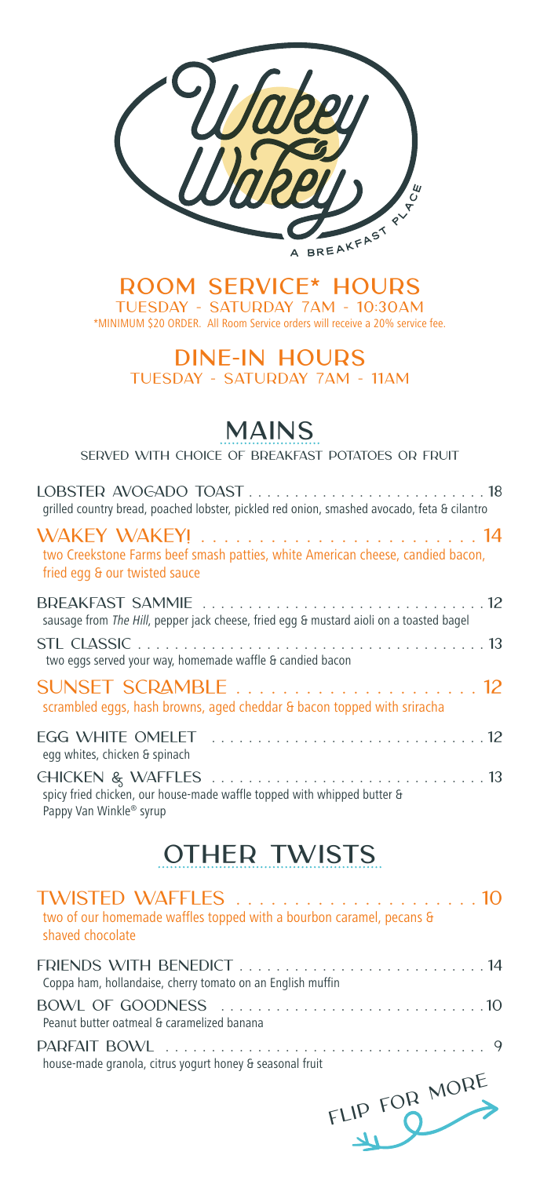# Wakey Wakey

A BREAKFAST PLACE

## ROOM SERVICE* HOURS

TUESDAY - SATURDAY 7AM - 10:30AM

*MINIMUM $20 ORDER. All Room Service orders will receive a 20% service fee.

## DINE-IN HOURS

TUESDAY - SATURDAY 7AM - 11AM

## MAINS

SERVED WITH CHOICE OF BREAKFAST POTATOES OR FRUIT

**LOBSTER AVOCADO TOAST** ... 18
grilled country bread, poached lobster, pickled red onion, smashed avocado, feta & cilantro

**WAKEY WAKEY!** ... 14
two Creekstone Farms beef smash patties, white American cheese, candied bacon, fried egg & our twisted sauce

**BREAKFAST SAMMIE** ... 12
sausage from *The Hill*, pepper jack cheese, fried egg & mustard aioli on a toasted bagel

**STL CLASSIC** ... 13
two eggs served your way, homemade waffle & candied bacon

**SUNSET SCRAMBLE** ... 12
scrambled eggs, hash browns, aged cheddar & bacon topped with sriracha

**EGG WHITE OMELET** ... 12
egg whites, chicken & spinach

**CHICKEN & WAFFLES** ... 13
spicy fried chicken, our house-made waffle topped with whipped butter & Pappy Van Winkle® syrup

## OTHER TWISTS

**TWISTED WAFFLES** ... 10
two of our homemade waffles topped with a bourbon caramel, pecans & shaved chocolate

**FRIENDS WITH BENEDICT** ... 14
Coppa ham, hollandaise, cherry tomato on an English muffin

**BOWL OF GOODNESS** ... 10
Peanut butter oatmeal & caramelized banana

**PARFAIT BOWL** ... 9
house-made granola, citrus yogurt honey & seasonal fruit

FLIP FOR MORE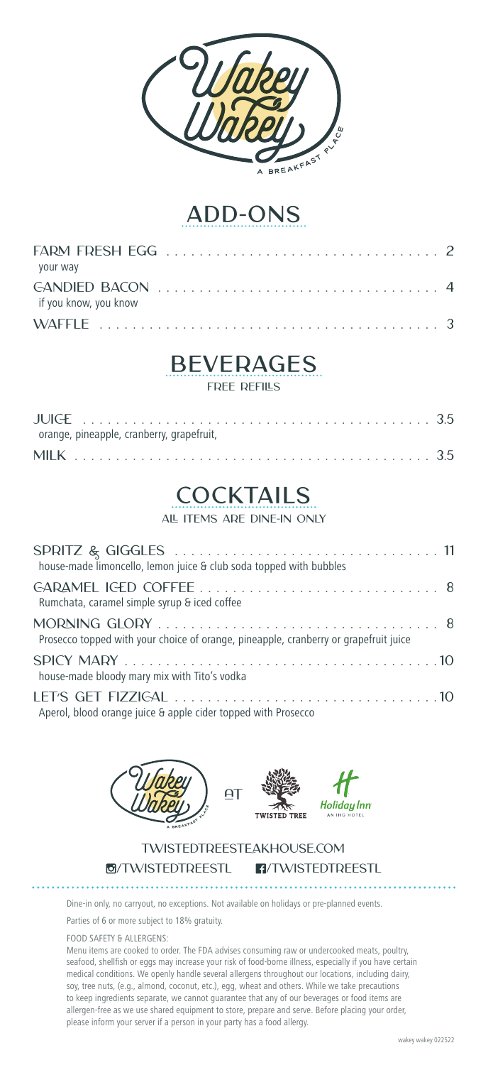Wakey Wakey
A BREAKFAST PLACE

## ADD-ONS

**FARM FRESH EGG** . . . . . . . . . . . . . . . . . . . . . . . . . . . . . . . . 2
your way

**CANDIED BACON** . . . . . . . . . . . . . . . . . . . . . . . . . . . . . . . . 4
if you know, you know

**WAFFLE** . . . . . . . . . . . . . . . . . . . . . . . . . . . . . . . . . . . . . . 3

## BEVERAGES

FREE REFILLS

**JUICE** . . . . . . . . . . . . . . . . . . . . . . . . . . . . . . . . . . . . . . . 3.5
orange, pineapple, cranberry, grapefruit,

**MILK** . . . . . . . . . . . . . . . . . . . . . . . . . . . . . . . . . . . . . . . 3.5

## COCKTAILS

ALL ITEMS ARE DINE-IN ONLY

**SPRITZ & GIGGLES** . . . . . . . . . . . . . . . . . . . . . . . . . . . . . . . 11
house-made limoncello, lemon juice & club soda topped with bubbles

**CARAMEL ICED COFFEE** . . . . . . . . . . . . . . . . . . . . . . . . . . . . 8
Rumchata, caramel simple syrup & iced coffee

**MORNING GLORY** . . . . . . . . . . . . . . . . . . . . . . . . . . . . . . . . 8
Prosecco topped with your choice of orange, pineapple, cranberry or grapefruit juice

**SPICY MARY** . . . . . . . . . . . . . . . . . . . . . . . . . . . . . . . . . . . 10
house-made bloody mary mix with Tito's vodka

**LET'S GET FIZZICAL** . . . . . . . . . . . . . . . . . . . . . . . . . . . . . . 10
Aperol, blood orange juice & apple cider topped with Prosecco

Wakey Wakey AT TWISTED TREE Holiday Inn AN IHG HOTEL

TWISTEDTREESTEAKHOUSE.COM
/TWISTEDTREESTL /TWISTEDTREESTL

Dine-in only, no carryout, no exceptions. Not available on holidays or pre-planned events.

Parties of 6 or more subject to 18% gratuity.

FOOD SAFETY & ALLERGENS:
Menu items are cooked to order. The FDA advises consuming raw or undercooked meats, poultry, seafood, shellfish or eggs may increase your risk of food-borne illness, especially if you have certain medical conditions. We openly handle several allergens throughout our locations, including dairy, soy, tree nuts, (e.g., almond, coconut, etc.), egg, wheat and others. While we take precautions to keep ingredients separate, we cannot guarantee that any of our beverages or food items are allergen-free as we use shared equipment to store, prepare and serve. Before placing your order, please inform your server if a person in your party has a food allergy.

wakey wakey 022522